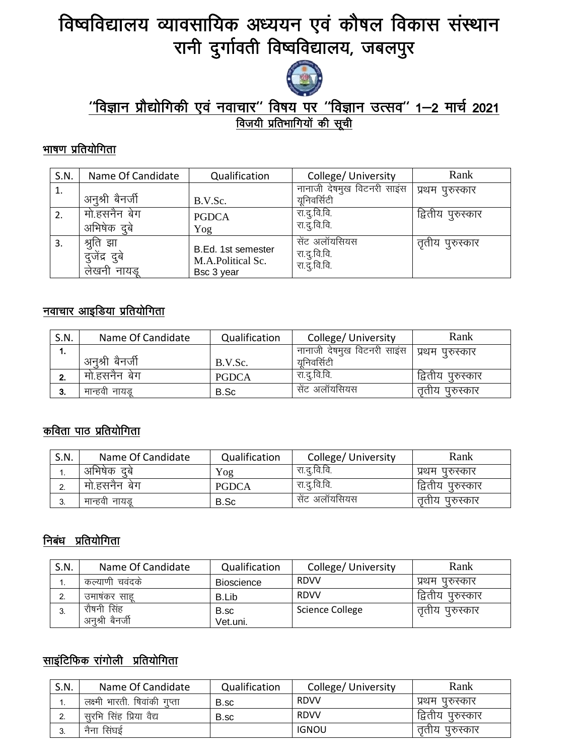# विष्वविद्यालय व्यावसायिक अध्ययन एवं कौषल विकास संस्थान
# रानी दुर्गावती विष्वविद्यालय, जबलपुर

## ''विज्ञान प्रौद्योगिकी एवं नवाचार'' विषय पर ''विज्ञान उत्सव'' 1–2 मार्च 2021

### विजयी प्रतिभागियों की सूची

**भाषण प्रतियोगिता**

| S.N. | Name Of Candidate | Qualification | College/ University | Rank |
|---|---|---|---|---|
| 1. | अनुश्री बैनर्जी | B.V.Sc. | नानाजी देषमुख विटनरी साइंस यूनिवर्सिटी | प्रथम पुरुस्कार |
| 2. | मो.हसनैन बेग<br>अभिषेक दुबे | PGDCA<br>Yog | रा.दु.वि.वि.<br>रा.दु.वि.वि. | द्वितीय पुरुस्कार |
| 3. | श्रुति झा<br>दुजेंद्र दुबे<br>लेखनी नायडू | B.Ed. 1st semester<br>M.A.Political Sc.<br>Bsc 3 year | सेंट अलॅायसियस<br>रा.दु.वि.वि.<br>रा.दु.वि.वि. | तृतीय पुरुस्कार |

**नवाचार आइडिया प्रतियोगिता**

| S.N. | Name Of Candidate | Qualification | College/ University | Rank |
|---|---|---|---|---|
| 1. | अनुश्री बैनर्जी | B.V.Sc. | नानाजी देषमुख विटनरी साइंस यूनिवर्सिटी | प्रथम पुरुस्कार |
| 2. | मो.हसनैन बेग | PGDCA | रा.दु.वि.वि. | द्वितीय पुरुस्कार |
| 3. | मान्हवी नायडू | B.Sc | सेंट अलॅायसियस | तृतीय पुरुस्कार |

**कविता पाठ प्रतियोगिता**

| S.N. | Name Of Candidate | Qualification | College/ University | Rank |
|---|---|---|---|---|
| 1. | अभिषेक दुबे | Yog | रा.दु.वि.वि. | प्रथम पुरुस्कार |
| 2. | मो.हसनैन बेग | PGDCA | रा.दु.वि.वि. | द्वितीय पुरुस्कार |
| 3. | मान्हवी नायडू | B.Sc | सेंट अलॅायसियस | तृतीय पुरुस्कार |

**निबंध प्रतियोगिता**

| S.N. | Name Of Candidate | Qualification | College/ University | Rank |
|---|---|---|---|---|
| 1. | कल्याणी चवंदके | Bioscience | RDVV | प्रथम पुरुस्कार |
| 2. | उमाषंकर साहू | B.Lib | RDVV | द्वितीय पुरुस्कार |
| 3. | रौषनी सिंह<br>अनुश्री बैनर्जी | B.sc<br>Vet.uni. | Science College | तृतीय पुरुस्कार |

**साइंटिफिक रांगोली प्रतियोगिता**

| S.N. | Name Of Candidate | Qualification | College/ University | Rank |
|---|---|---|---|---|
| 1. | लक्ष्मी भारती. षिवांकी गुप्ता | B.sc | RDVV | प्रथम पुरुस्कार |
| 2. | सुरभि सिंह प्रिया वैद्य | B.sc | RDVV | द्वितीय पुरुस्कार |
| 3. | नैना सिंघई | | IGNOU | तृतीय पुरुस्कार |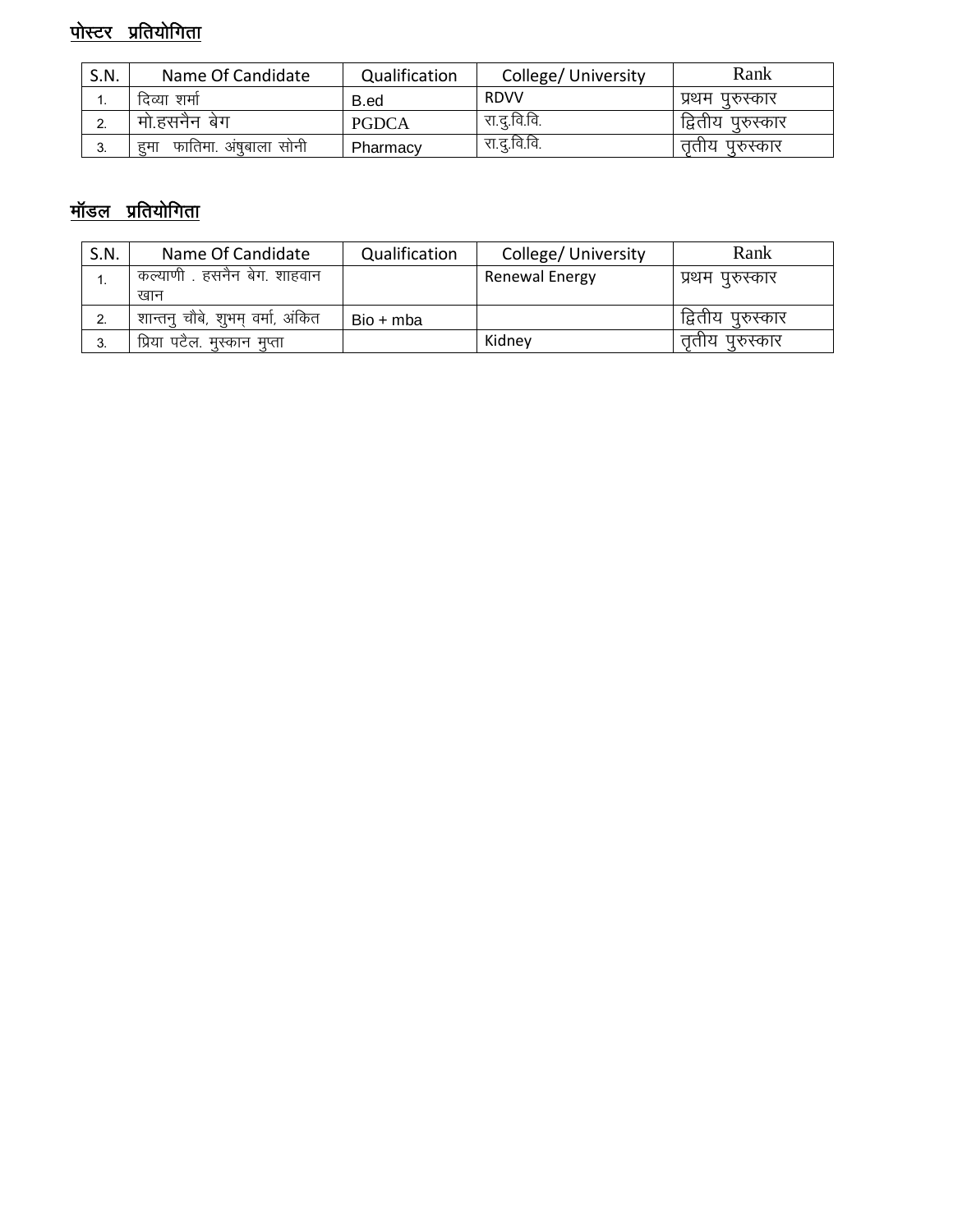**पोस्टर प्रतियोगिता**

| S.N. | Name Of Candidate | Qualification | College/ University | Rank |
|---|---|---|---|---|
| 1. | दिव्या शर्मा | B.ed | RDVV | प्रथम पुरुस्कार |
| 2. | मो.हसनैन बेग | PGDCA | रा.दु.वि.वि. | द्वितीय पुरुस्कार |
| 3. | हुमा फातिमा. अंषुबाला सोनी | Pharmacy | रा.दु.वि.वि. | तृतीय पुरुस्कार |

**मॉडल प्रतियोगिता**

| S.N. | Name Of Candidate | Qualification | College/ University | Rank |
|---|---|---|---|---|
| 1. | कल्याणी . हसनैन बेग. शाहवान खान | | Renewal Energy | प्रथम पुरुस्कार |
| 2. | शान्तनु चौबे, शुभम् वर्मा, अंकित | Bio + mba | | द्वितीय पुरुस्कार |
| 3. | प्रिया पटैल. मुस्कान मुप्ता | | Kidney | तृतीय पुरुस्कार |